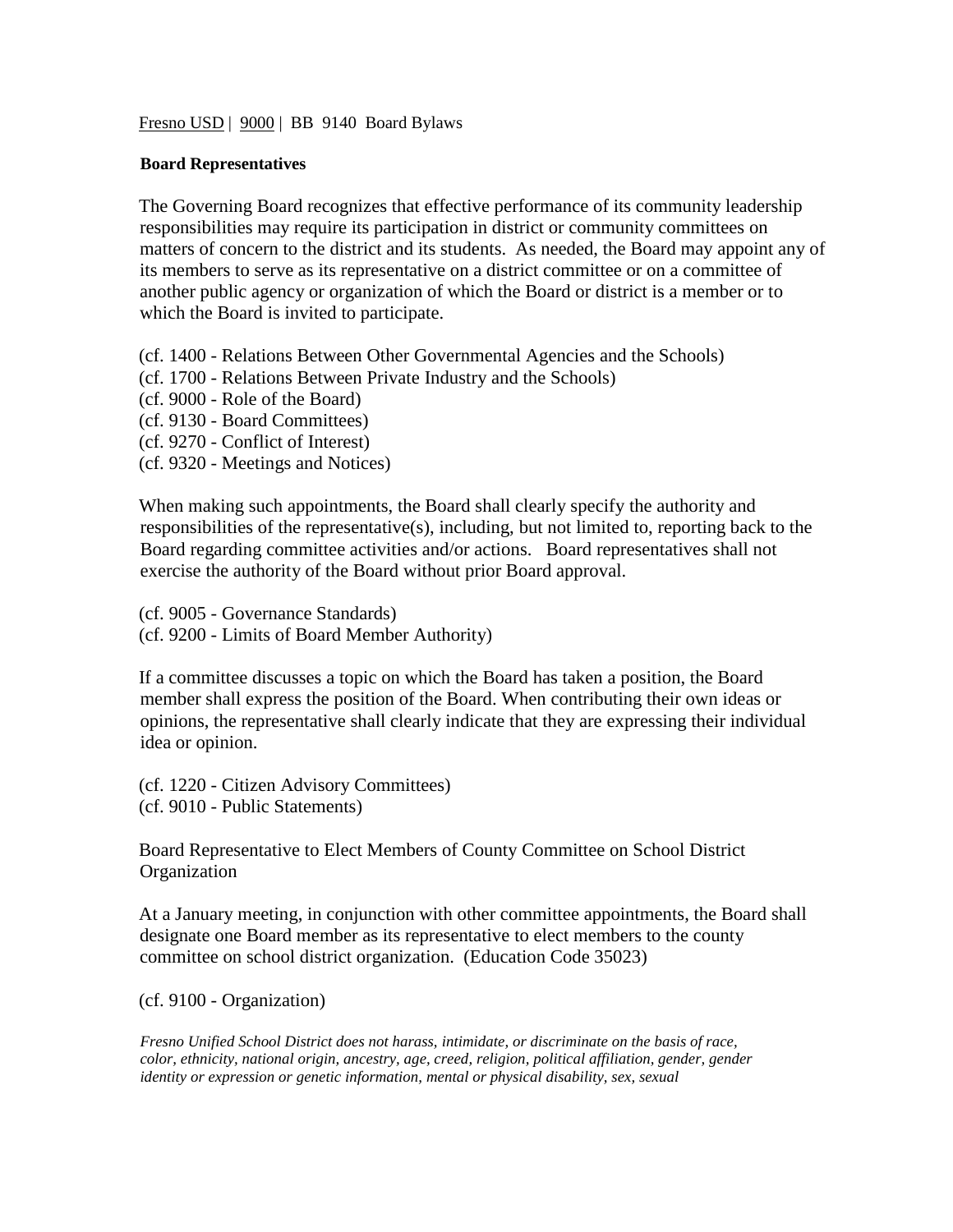Fresno USD | 9000 | BB 9140 Board Bylaws

**Board Representatives**

The Governing Board recognizes that effective performance of its community leadership responsibilities may require its participation in district or community committees on matters of concern to the district and its students. As needed, the Board may appoint any of its members to serve as its representative on a district committee or on a committee of another public agency or organization of which the Board or district is a member or to which the Board is invited to participate.

(cf. 1400 - Relations Between Other Governmental Agencies and the Schools)
(cf. 1700 - Relations Between Private Industry and the Schools)
(cf. 9000 - Role of the Board)
(cf. 9130 - Board Committees)
(cf. 9270 - Conflict of Interest)
(cf. 9320 - Meetings and Notices)

When making such appointments, the Board shall clearly specify the authority and responsibilities of the representative(s), including, but not limited to, reporting back to the Board regarding committee activities and/or actions. Board representatives shall not exercise the authority of the Board without prior Board approval.

(cf. 9005 - Governance Standards)
(cf. 9200 - Limits of Board Member Authority)

If a committee discusses a topic on which the Board has taken a position, the Board member shall express the position of the Board. When contributing their own ideas or opinions, the representative shall clearly indicate that they are expressing their individual idea or opinion.

(cf. 1220 - Citizen Advisory Committees)
(cf. 9010 - Public Statements)

Board Representative to Elect Members of County Committee on School District Organization

At a January meeting, in conjunction with other committee appointments, the Board shall designate one Board member as its representative to elect members to the county committee on school district organization. (Education Code 35023)

(cf. 9100 - Organization)

*Fresno Unified School District does not harass, intimidate, or discriminate on the basis of race, color, ethnicity, national origin, ancestry, age, creed, religion, political affiliation, gender, gender identity or expression or genetic information, mental or physical disability, sex, sexual*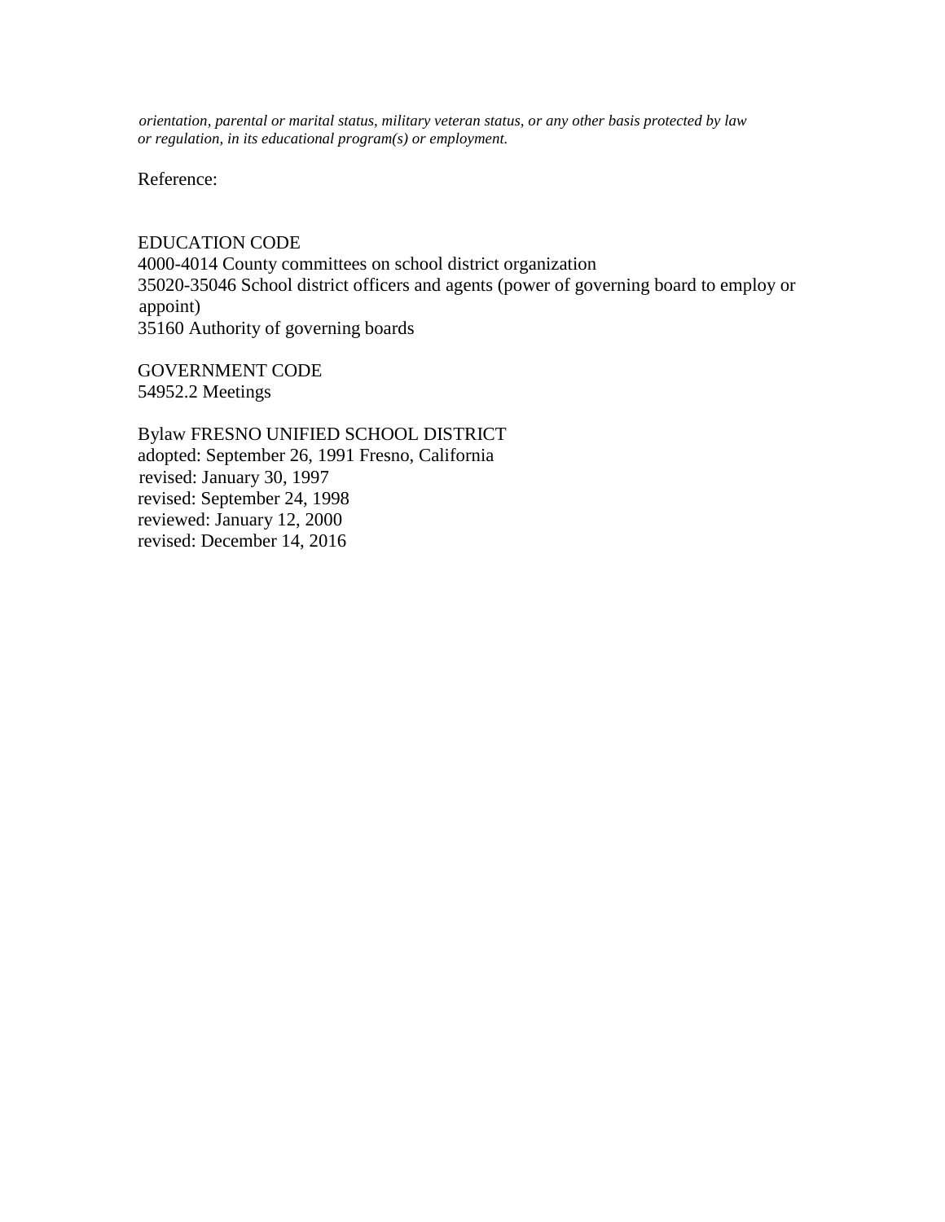*orientation, parental or marital status, military veteran status, or any other basis protected by law or regulation, in its educational program(s) or employment.*

Reference:

EDUCATION CODE
4000-4014 County committees on school district organization
35020-35046 School district officers and agents (power of governing board to employ or appoint)
35160 Authority of governing boards

GOVERNMENT CODE
54952.2 Meetings

Bylaw FRESNO UNIFIED SCHOOL DISTRICT
adopted: September 26, 1991 Fresno, California
revised: January 30, 1997
revised: September 24, 1998
reviewed: January 12, 2000
revised: December 14, 2016